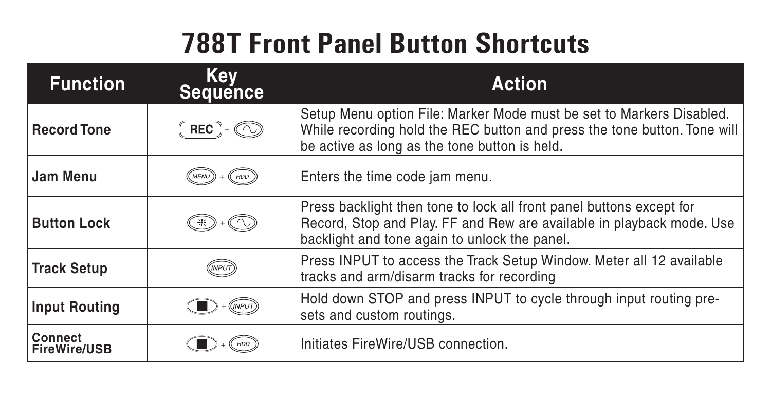# 788T Front Panel Button Shortcuts

| Function | Key Sequence | Action |
|---|---|---|
| **Record Tone** | REC + (tone) | Setup Menu option File: Marker Mode must be set to Markers Disabled. While recording hold the REC button and press the tone button. Tone will be active as long as the tone button is held. |
| **Jam Menu** | MENU + HDD | Enters the time code jam menu. |
| **Button Lock** | (backlight) + (tone) | Press backlight then tone to lock all front panel buttons except for Record, Stop and Play. FF and Rew are available in playback mode. Use backlight and tone again to unlock the panel. |
| **Track Setup** | INPUT | Press INPUT to access the Track Setup Window. Meter all 12 available tracks and arm/disarm tracks for recording |
| **Input Routing** | (stop) + INPUT | Hold down STOP and press INPUT to cycle through input routing pre-sets and custom routings. |
| **Connect FireWire/USB** | (stop) + HDD | Initiates FireWire/USB connection. |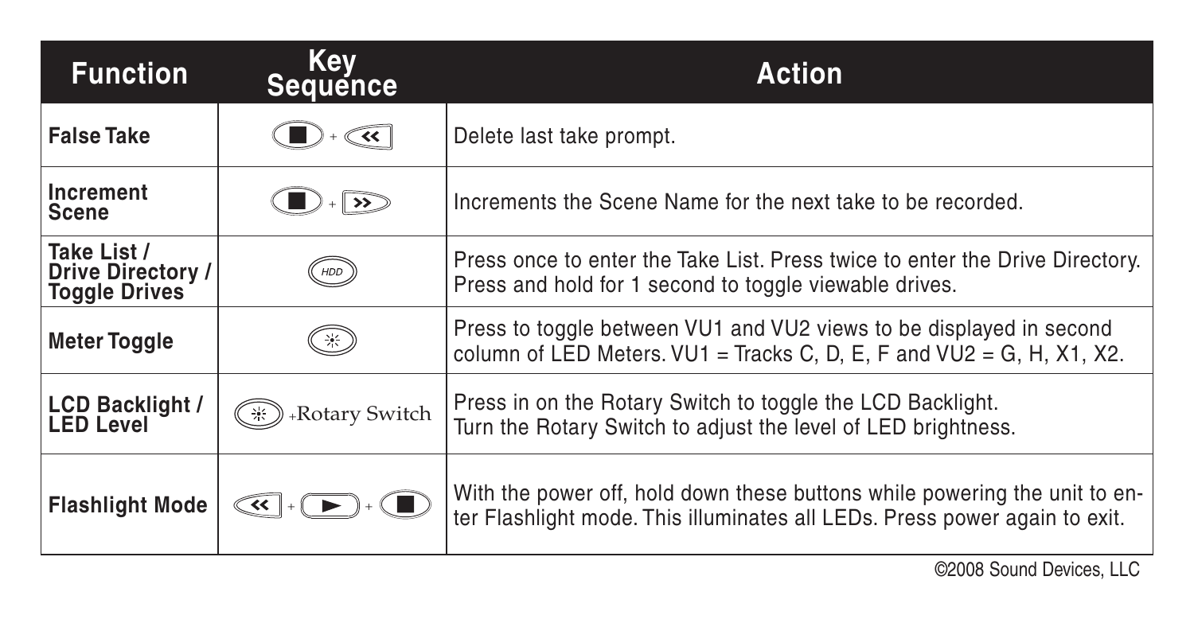| Function | Key Sequence | Action |
|---|---|---|
| **False Take** | Stop + Rewind | Delete last take prompt. |
| **Increment Scene** | Stop + Fast Forward | Increments the Scene Name for the next take to be recorded. |
| **Take List / Drive Directory / Toggle Drives** | HDD | Press once to enter the Take List. Press twice to enter the Drive Directory. Press and hold for 1 second to toggle viewable drives. |
| **Meter Toggle** | Light | Press to toggle between VU1 and VU2 views to be displayed in second column of LED Meters. VU1 = Tracks C, D, E, F and VU2 = G, H, X1, X2. |
| **LCD Backlight / LED Level** | Light +Rotary Switch | Press in on the Rotary Switch to toggle the LCD Backlight. Turn the Rotary Switch to adjust the level of LED brightness. |
| **Flashlight Mode** | Rewind + Play + Stop | With the power off, hold down these buttons while powering the unit to enter Flashlight mode. This illuminates all LEDs. Press power again to exit. |

©2008 Sound Devices, LLC